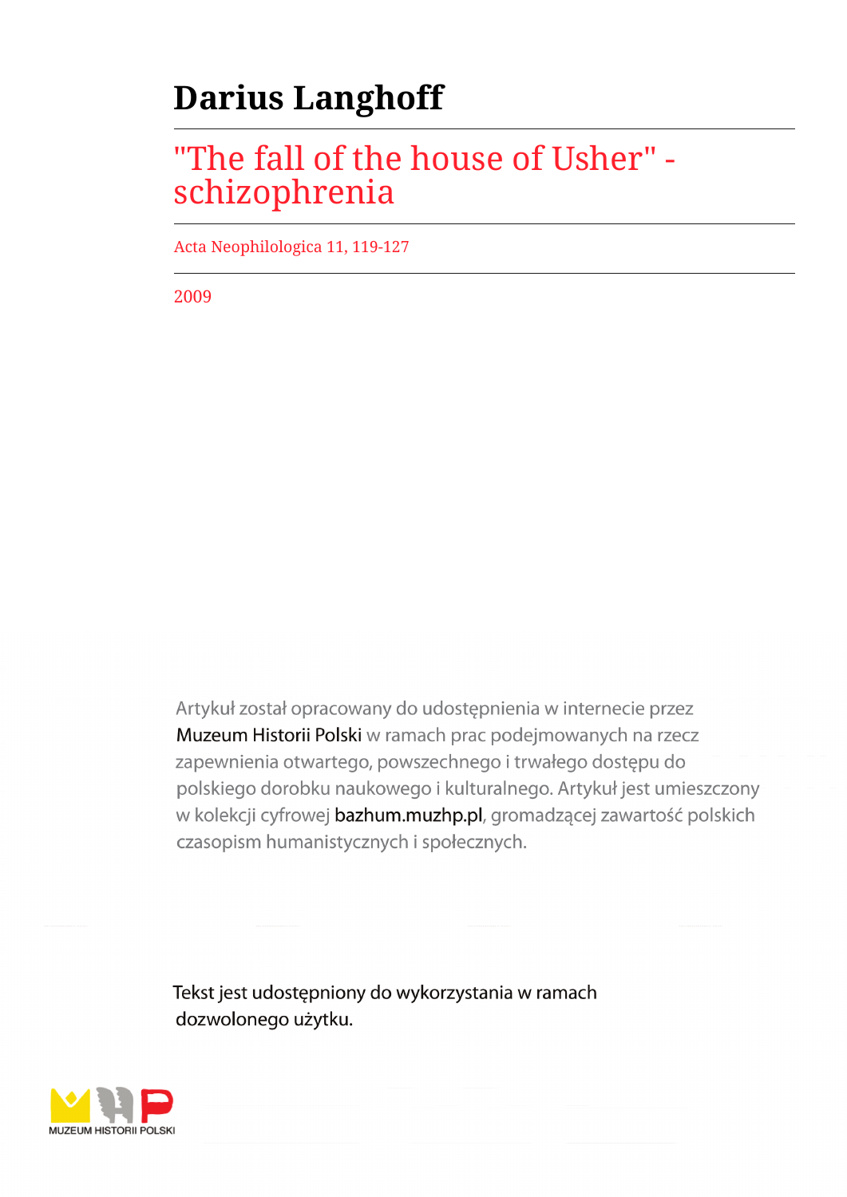# Darius Langhoff

## "The fall of the house of Usher" - schizophrenia

Acta Neophilologica 11, 119-127

2009

Artykuł został opracowany do udostępnienia w internecie przez Muzeum Historii Polski w ramach prac podejmowanych na rzecz zapewnienia otwartego, powszechnego i trwałego dostępu do polskiego dorobku naukowego i kulturalnego. Artykuł jest umieszczony w kolekcji cyfrowej bazhum.muzhp.pl, gromadzącej zawartość polskich czasopism humanistycznych i społecznych.

Tekst jest udostępniony do wykorzystania w ramach dozwolonego użytku.

MUZEUM HISTORII POLSKI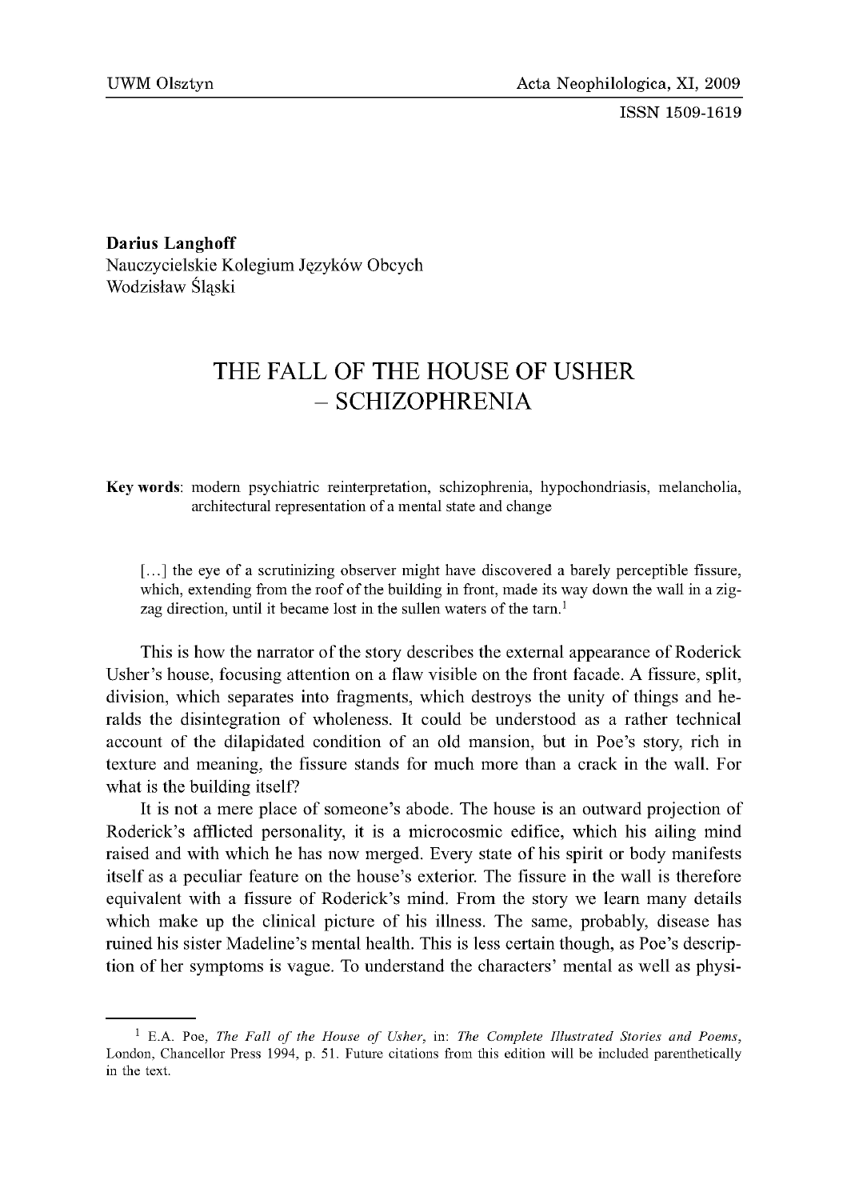**Darius Langhoff**
Nauczycielskie Kolegium Języków Obcych
Wodzisław Śląski

# THE FALL OF THE HOUSE OF USHER – SCHIZOPHRENIA

**Key words**: modern psychiatric reinterpretation, schizophrenia, hypochondriasis, melancholia, architectural representation of a mental state and change

> […] the eye of a scrutinizing observer might have discovered a barely perceptible fissure, which, extending from the roof of the building in front, made its way down the wall in a zig-zag direction, until it became lost in the sullen waters of the tarn.[1]

This is how the narrator of the story describes the external appearance of Roderick Usher's house, focusing attention on a flaw visible on the front facade. A fissure, split, division, which separates into fragments, which destroys the unity of things and heralds the disintegration of wholeness. It could be understood as a rather technical account of the dilapidated condition of an old mansion, but in Poe's story, rich in texture and meaning, the fissure stands for much more than a crack in the wall. For what is the building itself?

It is not a mere place of someone's abode. The house is an outward projection of Roderick's afflicted personality, it is a microcosmic edifice, which his ailing mind raised and with which he has now merged. Every state of his spirit or body manifests itself as a peculiar feature on the house's exterior. The fissure in the wall is therefore equivalent with a fissure of Roderick's mind. From the story we learn many details which make up the clinical picture of his illness. The same, probably, disease has ruined his sister Madeline's mental health. This is less certain though, as Poe's description of her symptoms is vague. To understand the characters' mental as well as physi-

---

[1] E.A. Poe, *The Fall of the House of Usher*, in: *The Complete Illustrated Stories and Poems*, London, Chancellor Press 1994, p. 51. Future citations from this edition will be included parenthetically in the text.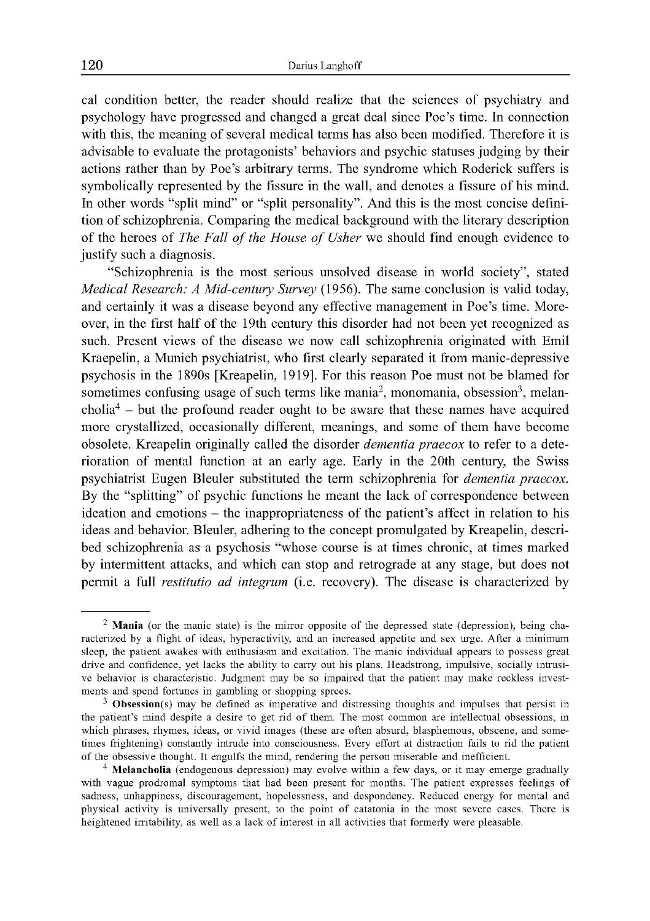cal condition better, the reader should realize that the sciences of psychiatry and psychology have progressed and changed a great deal since Poe's time. In connection with this, the meaning of several medical terms has also been modified. Therefore it is advisable to evaluate the protagonists' behaviors and psychic statuses judging by their actions rather than by Poe's arbitrary terms. The syndrome which Roderick suffers is symbolically represented by the fissure in the wall, and denotes a fissure of his mind. In other words "split mind" or "split personality". And this is the most concise definition of schizophrenia. Comparing the medical background with the literary description of the heroes of *The Fall of the House of Usher* we should find enough evidence to justify such a diagnosis.

"Schizophrenia is the most serious unsolved disease in world society", stated *Medical Research: A Mid-century Survey* (1956). The same conclusion is valid today, and certainly it was a disease beyond any effective management in Poe's time. Moreover, in the first half of the 19th century this disorder had not been yet recognized as such. Present views of the disease we now call schizophrenia originated with Emil Kraepelin, a Munich psychiatrist, who first clearly separated it from manic-depressive psychosis in the 1890s [Kreapelin, 1919]. For this reason Poe must not be blamed for sometimes confusing usage of such terms like mania[2], monomania, obsession[3], melancholia[4] – but the profound reader ought to be aware that these names have acquired more crystallized, occasionally different, meanings, and some of them have become obsolete. Kreapelin originally called the disorder *dementia praecox* to refer to a deterioration of mental function at an early age. Early in the 20th century, the Swiss psychiatrist Eugen Bleuler substituted the term schizophrenia for *dementia praecox*. By the "splitting" of psychic functions he meant the lack of correspondence between ideation and emotions – the inappropriateness of the patient's affect in relation to his ideas and behavior. Bleuler, adhering to the concept promulgated by Kreapelin, described schizophrenia as a psychosis "whose course is at times chronic, at times marked by intermittent attacks, and which can stop and retrograde at any stage, but does not permit a full *restitutio ad integrum* (i.e. recovery). The disease is characterized by

---

[2] **Mania** (or the manic state) is the mirror opposite of the depressed state (depression), being characterized by a flight of ideas, hyperactivity, and an increased appetite and sex urge. After a minimum sleep, the patient awakes with enthusiasm and excitation. The manic individual appears to possess great drive and confidence, yet lacks the ability to carry out his plans. Headstrong, impulsive, socially intrusive behavior is characteristic. Judgment may be so impaired that the patient may make reckless investments and spend fortunes in gambling or shopping sprees.

[3] **Obsession**(s) may be defined as imperative and distressing thoughts and impulses that persist in the patient's mind despite a desire to get rid of them. The most common are intellectual obsessions, in which phrases, rhymes, ideas, or vivid images (these are often absurd, blasphemous, obscene, and sometimes frightening) constantly intrude into consciousness. Every effort at distraction fails to rid the patient of the obsessive thought. It engulfs the mind, rendering the person miserable and inefficient.

[4] **Melancholia** (endogenous depression) may evolve within a few days, or it may emerge gradually with vague prodromal symptoms that had been present for months. The patient expresses feelings of sadness, unhappiness, discouragement, hopelessness, and despondency. Reduced energy for mental and physical activity is universally present, to the point of catatonia in the most severe cases. There is heightened irritability, as well as a lack of interest in all activities that formerly were pleasable.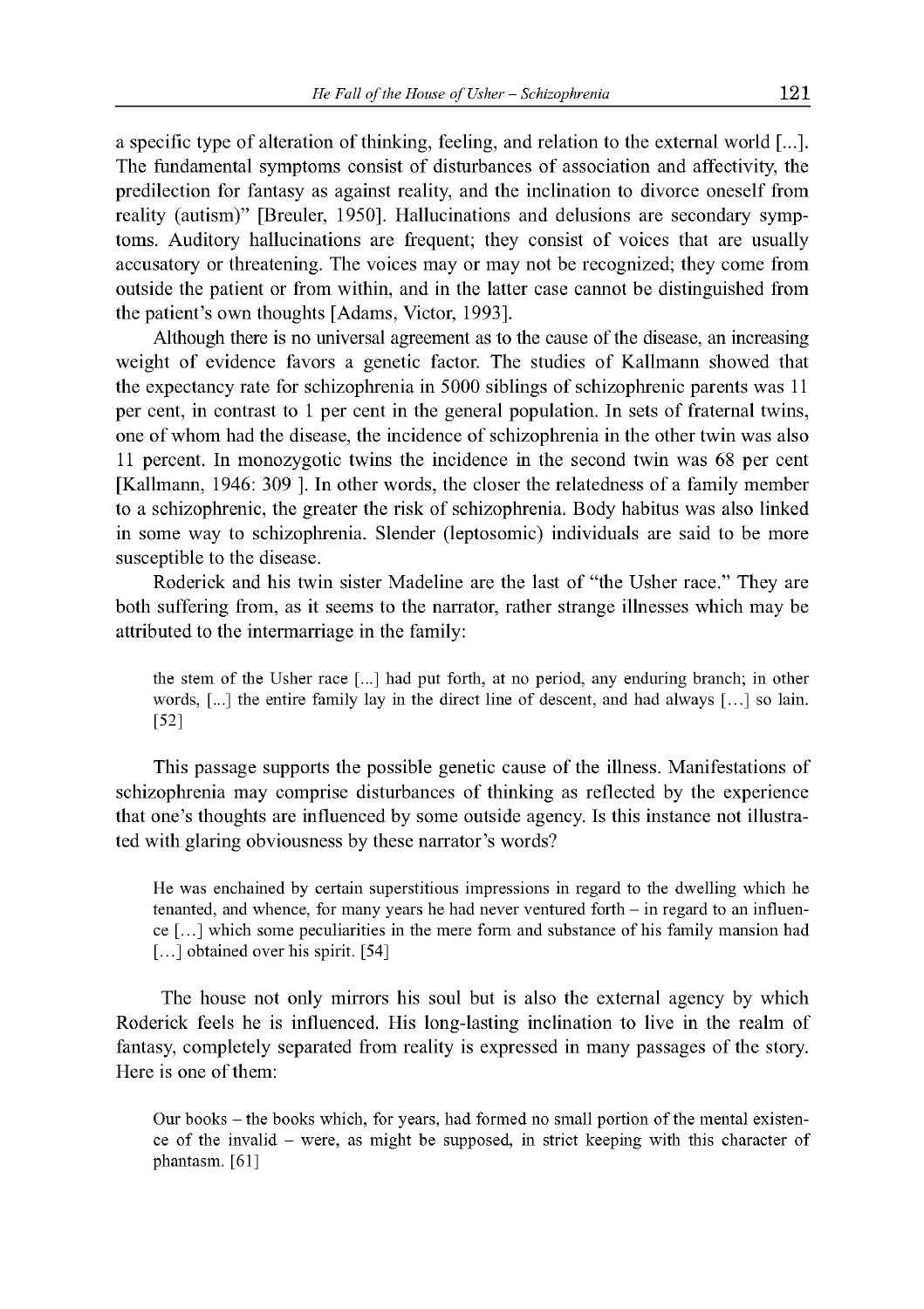a specific type of alteration of thinking, feeling, and relation to the external world [...]. The fundamental symptoms consist of disturbances of association and affectivity, the predilection for fantasy as against reality, and the inclination to divorce oneself from reality (autism)" [Breuler, 1950]. Hallucinations and delusions are secondary symptoms. Auditory hallucinations are frequent; they consist of voices that are usually accusatory or threatening. The voices may or may not be recognized; they come from outside the patient or from within, and in the latter case cannot be distinguished from the patient's own thoughts [Adams, Victor, 1993].

Although there is no universal agreement as to the cause of the disease, an increasing weight of evidence favors a genetic factor. The studies of Kallmann showed that the expectancy rate for schizophrenia in 5000 siblings of schizophrenic parents was 11 per cent, in contrast to 1 per cent in the general population. In sets of fraternal twins, one of whom had the disease, the incidence of schizophrenia in the other twin was also 11 percent. In monozygotic twins the incidence in the second twin was 68 per cent [Kallmann, 1946: 309 ]. In other words, the closer the relatedness of a family member to a schizophrenic, the greater the risk of schizophrenia. Body habitus was also linked in some way to schizophrenia. Slender (leptosomic) individuals are said to be more susceptible to the disease.

Roderick and his twin sister Madeline are the last of "the Usher race." They are both suffering from, as it seems to the narrator, rather strange illnesses which may be attributed to the intermarriage in the family:

> the stem of the Usher race [...] had put forth, at no period, any enduring branch; in other words, [...] the entire family lay in the direct line of descent, and had always [...] so lain. [52]

This passage supports the possible genetic cause of the illness. Manifestations of schizophrenia may comprise disturbances of thinking as reflected by the experience that one's thoughts are influenced by some outside agency. Is this instance not illustrated with glaring obviousness by these narrator's words?

> He was enchained by certain superstitious impressions in regard to the dwelling which he tenanted, and whence, for many years he had never ventured forth – in regard to an influence [...] which some peculiarities in the mere form and substance of his family mansion had [...] obtained over his spirit. [54]

The house not only mirrors his soul but is also the external agency by which Roderick feels he is influenced. His long-lasting inclination to live in the realm of fantasy, completely separated from reality is expressed in many passages of the story. Here is one of them:

> Our books – the books which, for years, had formed no small portion of the mental existence of the invalid – were, as might be supposed, in strict keeping with this character of phantasm. [61]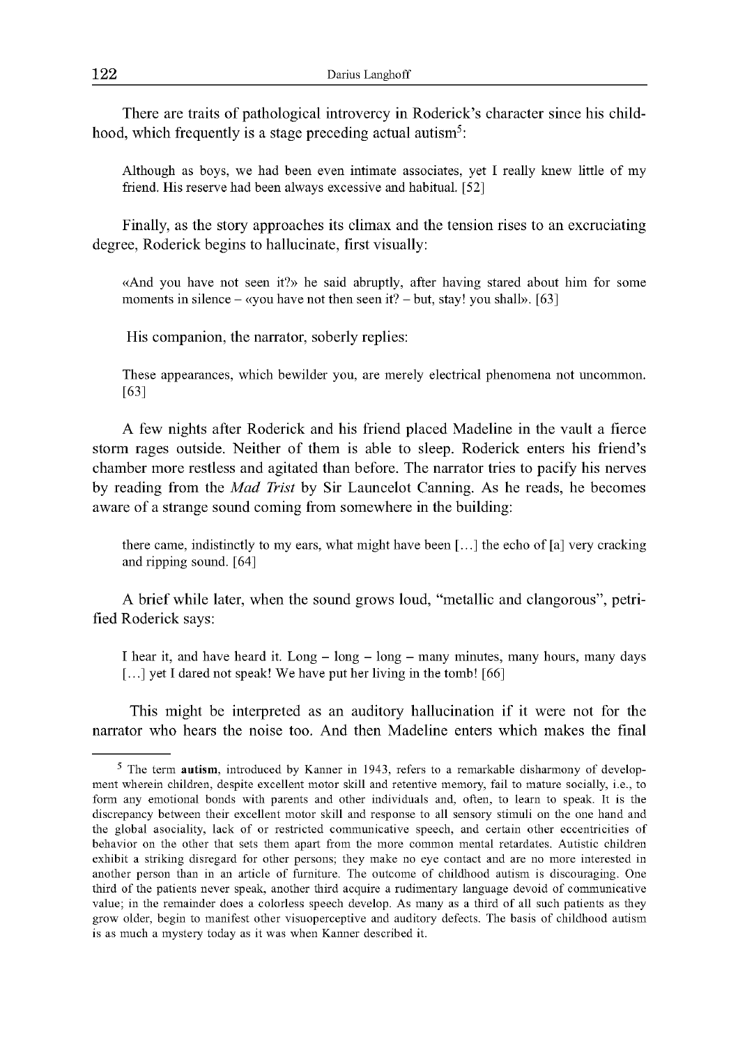There are traits of pathological introvercy in Roderick's character since his childhood, which frequently is a stage preceding actual autism[5]:

> Although as boys, we had been even intimate associates, yet I really knew little of my friend. His reserve had been always excessive and habitual. [52]

Finally, as the story approaches its climax and the tension rises to an excruciating degree, Roderick begins to hallucinate, first visually:

> «And you have not seen it?» he said abruptly, after having stared about him for some moments in silence – «you have not then seen it? – but, stay! you shall». [63]

His companion, the narrator, soberly replies:

> These appearances, which bewilder you, are merely electrical phenomena not uncommon. [63]

A few nights after Roderick and his friend placed Madeline in the vault a fierce storm rages outside. Neither of them is able to sleep. Roderick enters his friend's chamber more restless and agitated than before. The narrator tries to pacify his nerves by reading from the *Mad Trist* by Sir Launcelot Canning. As he reads, he becomes aware of a strange sound coming from somewhere in the building:

> there came, indistinctly to my ears, what might have been [...] the echo of [a] very cracking and ripping sound. [64]

A brief while later, when the sound grows loud, "metallic and clangorous", petrified Roderick says:

> I hear it, and have heard it. Long – long – long – many minutes, many hours, many days [...] yet I dared not speak! We have put her living in the tomb! [66]

This might be interpreted as an auditory hallucination if it were not for the narrator who hears the noise too. And then Madeline enters which makes the final

---

[5] The term **autism**, introduced by Kanner in 1943, refers to a remarkable disharmony of development wherein children, despite excellent motor skill and retentive memory, fail to mature socially, i.e., to form any emotional bonds with parents and other individuals and, often, to learn to speak. It is the discrepancy between their excellent motor skill and response to all sensory stimuli on the one hand and the global asociality, lack of or restricted communicative speech, and certain other eccentricities of behavior on the other that sets them apart from the more common mental retardates. Autistic children exhibit a striking disregard for other persons; they make no eye contact and are no more interested in another person than in an article of furniture. The outcome of childhood autism is discouraging. One third of the patients never speak, another third acquire a rudimentary language devoid of communicative value; in the remainder does a colorless speech develop. As many as a third of all such patients as they grow older, begin to manifest other visuoperceptive and auditory defects. The basis of childhood autism is as much a mystery today as it was when Kanner described it.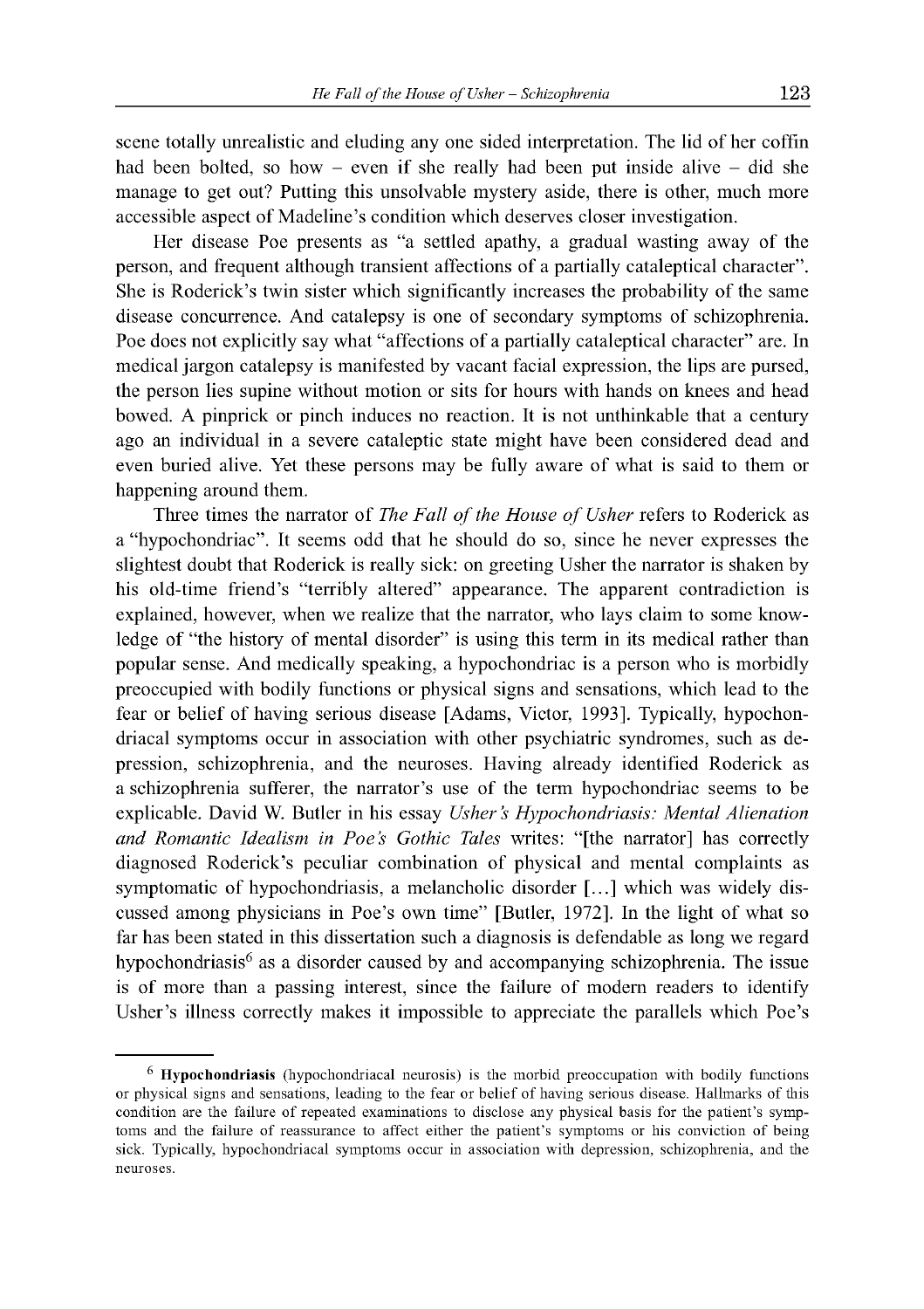scene totally unrealistic and eluding any one sided interpretation. The lid of her coffin had been bolted, so how – even if she really had been put inside alive – did she manage to get out? Putting this unsolvable mystery aside, there is other, much more accessible aspect of Madeline's condition which deserves closer investigation.

Her disease Poe presents as "a settled apathy, a gradual wasting away of the person, and frequent although transient affections of a partially cataleptical character". She is Roderick's twin sister which significantly increases the probability of the same disease concurrence. And catalepsy is one of secondary symptoms of schizophrenia. Poe does not explicitly say what "affections of a partially cataleptical character" are. In medical jargon catalepsy is manifested by vacant facial expression, the lips are pursed, the person lies supine without motion or sits for hours with hands on knees and head bowed. A pinprick or pinch induces no reaction. It is not unthinkable that a century ago an individual in a severe cataleptic state might have been considered dead and even buried alive. Yet these persons may be fully aware of what is said to them or happening around them.

Three times the narrator of *The Fall of the House of Usher* refers to Roderick as a "hypochondriac". It seems odd that he should do so, since he never expresses the slightest doubt that Roderick is really sick: on greeting Usher the narrator is shaken by his old-time friend's "terribly altered" appearance. The apparent contradiction is explained, however, when we realize that the narrator, who lays claim to some knowledge of "the history of mental disorder" is using this term in its medical rather than popular sense. And medically speaking, a hypochondriac is a person who is morbidly preoccupied with bodily functions or physical signs and sensations, which lead to the fear or belief of having serious disease [Adams, Victor, 1993]. Typically, hypochondriacal symptoms occur in association with other psychiatric syndromes, such as depression, schizophrenia, and the neuroses. Having already identified Roderick as a schizophrenia sufferer, the narrator's use of the term hypochondriac seems to be explicable. David W. Butler in his essay *Usher's Hypochondriasis: Mental Alienation and Romantic Idealism in Poe's Gothic Tales* writes: "[the narrator] has correctly diagnosed Roderick's peculiar combination of physical and mental complaints as symptomatic of hypochondriasis, a melancholic disorder […] which was widely discussed among physicians in Poe's own time" [Butler, 1972]. In the light of what so far has been stated in this dissertation such a diagnosis is defendable as long we regard hypochondriasis[6] as a disorder caused by and accompanying schizophrenia. The issue is of more than a passing interest, since the failure of modern readers to identify Usher's illness correctly makes it impossible to appreciate the parallels which Poe's

[6] **Hypochondriasis** (hypochondriacal neurosis) is the morbid preoccupation with bodily functions or physical signs and sensations, leading to the fear or belief of having serious disease. Hallmarks of this condition are the failure of repeated examinations to disclose any physical basis for the patient's symptoms and the failure of reassurance to affect either the patient's symptoms or his conviction of being sick. Typically, hypochondriacal symptoms occur in association with depression, schizophrenia, and the neuroses.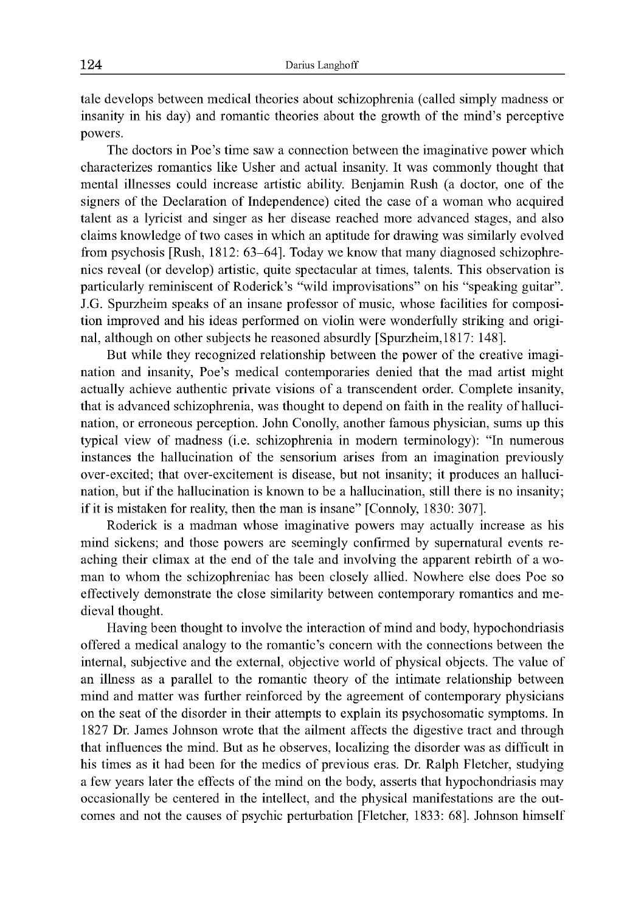tale develops between medical theories about schizophrenia (called simply madness or insanity in his day) and romantic theories about the growth of the mind's perceptive powers.

The doctors in Poe's time saw a connection between the imaginative power which characterizes romantics like Usher and actual insanity. It was commonly thought that mental illnesses could increase artistic ability. Benjamin Rush (a doctor, one of the signers of the Declaration of Independence) cited the case of a woman who acquired talent as a lyricist and singer as her disease reached more advanced stages, and also claims knowledge of two cases in which an aptitude for drawing was similarly evolved from psychosis [Rush, 1812: 63–64]. Today we know that many diagnosed schizophrenics reveal (or develop) artistic, quite spectacular at times, talents. This observation is particularly reminiscent of Roderick's "wild improvisations" on his "speaking guitar". J.G. Spurzheim speaks of an insane professor of music, whose facilities for composition improved and his ideas performed on violin were wonderfully striking and original, although on other subjects he reasoned absurdly [Spurzheim,1817: 148].

But while they recognized relationship between the power of the creative imagination and insanity, Poe's medical contemporaries denied that the mad artist might actually achieve authentic private visions of a transcendent order. Complete insanity, that is advanced schizophrenia, was thought to depend on faith in the reality of hallucination, or erroneous perception. John Conolly, another famous physician, sums up this typical view of madness (i.e. schizophrenia in modern terminology): "In numerous instances the hallucination of the sensorium arises from an imagination previously over-excited; that over-excitement is disease, but not insanity; it produces an hallucination, but if the hallucination is known to be a hallucination, still there is no insanity; if it is mistaken for reality, then the man is insane" [Connoly, 1830: 307].

Roderick is a madman whose imaginative powers may actually increase as his mind sickens; and those powers are seemingly confirmed by supernatural events reaching their climax at the end of the tale and involving the apparent rebirth of a woman to whom the schizophreniac has been closely allied. Nowhere else does Poe so effectively demonstrate the close similarity between contemporary romantics and medieval thought.

Having been thought to involve the interaction of mind and body, hypochondriasis offered a medical analogy to the romantic's concern with the connections between the internal, subjective and the external, objective world of physical objects. The value of an illness as a parallel to the romantic theory of the intimate relationship between mind and matter was further reinforced by the agreement of contemporary physicians on the seat of the disorder in their attempts to explain its psychosomatic symptoms. In 1827 Dr. James Johnson wrote that the ailment affects the digestive tract and through that influences the mind. But as he observes, localizing the disorder was as difficult in his times as it had been for the medics of previous eras. Dr. Ralph Fletcher, studying a few years later the effects of the mind on the body, asserts that hypochondriasis may occasionally be centered in the intellect, and the physical manifestations are the outcomes and not the causes of psychic perturbation [Fletcher, 1833: 68]. Johnson himself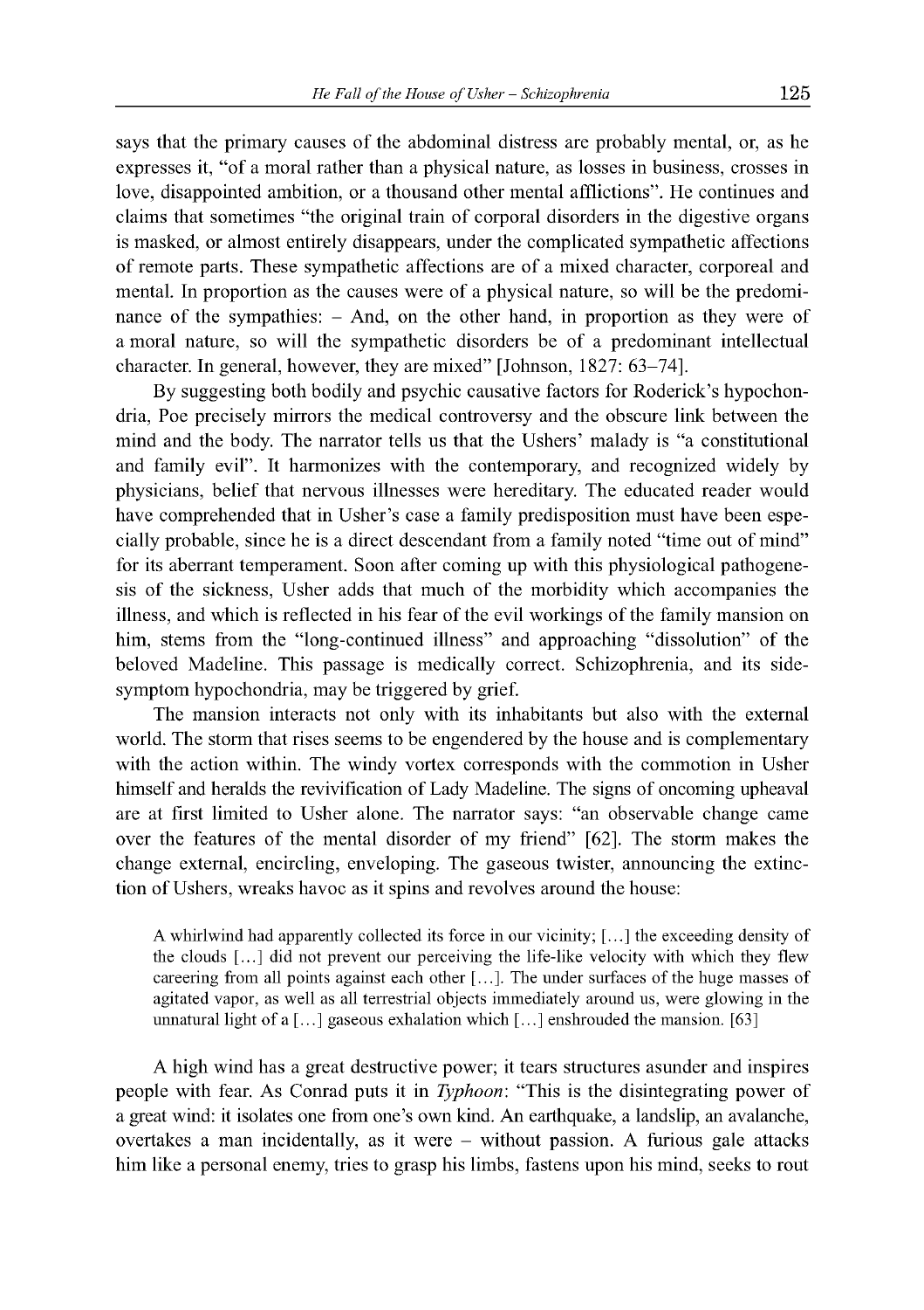says that the primary causes of the abdominal distress are probably mental, or, as he expresses it, "of a moral rather than a physical nature, as losses in business, crosses in love, disappointed ambition, or a thousand other mental afflictions". He continues and claims that sometimes "the original train of corporal disorders in the digestive organs is masked, or almost entirely disappears, under the complicated sympathetic affections of remote parts. These sympathetic affections are of a mixed character, corporeal and mental. In proportion as the causes were of a physical nature, so will be the predominance of the sympathies: – And, on the other hand, in proportion as they were of a moral nature, so will the sympathetic disorders be of a predominant intellectual character. In general, however, they are mixed" [Johnson, 1827: 63–74].

By suggesting both bodily and psychic causative factors for Roderick's hypochondria, Poe precisely mirrors the medical controversy and the obscure link between the mind and the body. The narrator tells us that the Ushers' malady is "a constitutional and family evil". It harmonizes with the contemporary, and recognized widely by physicians, belief that nervous illnesses were hereditary. The educated reader would have comprehended that in Usher's case a family predisposition must have been especially probable, since he is a direct descendant from a family noted "time out of mind" for its aberrant temperament. Soon after coming up with this physiological pathogenesis of the sickness, Usher adds that much of the morbidity which accompanies the illness, and which is reflected in his fear of the evil workings of the family mansion on him, stems from the "long-continued illness" and approaching "dissolution" of the beloved Madeline. This passage is medically correct. Schizophrenia, and its side-symptom hypochondria, may be triggered by grief.

The mansion interacts not only with its inhabitants but also with the external world. The storm that rises seems to be engendered by the house and is complementary with the action within. The windy vortex corresponds with the commotion in Usher himself and heralds the revivification of Lady Madeline. The signs of oncoming upheaval are at first limited to Usher alone. The narrator says: "an observable change came over the features of the mental disorder of my friend" [62]. The storm makes the change external, encircling, enveloping. The gaseous twister, announcing the extinction of Ushers, wreaks havoc as it spins and revolves around the house:

> A whirlwind had apparently collected its force in our vicinity; [...] the exceeding density of the clouds [...] did not prevent our perceiving the life-like velocity with which they flew careering from all points against each other [...]. The under surfaces of the huge masses of agitated vapor, as well as all terrestrial objects immediately around us, were glowing in the unnatural light of a [...] gaseous exhalation which [...] enshrouded the mansion. [63]

A high wind has a great destructive power; it tears structures asunder and inspires people with fear. As Conrad puts it in *Typhoon*: "This is the disintegrating power of a great wind: it isolates one from one's own kind. An earthquake, a landslip, an avalanche, overtakes a man incidentally, as it were – without passion. A furious gale attacks him like a personal enemy, tries to grasp his limbs, fastens upon his mind, seeks to rout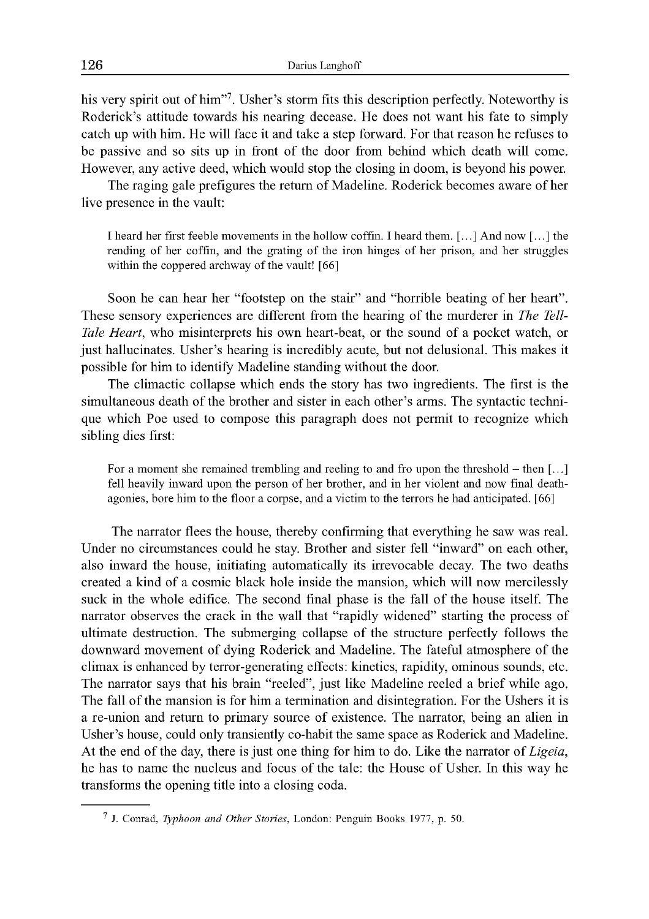his very spirit out of him"[7]. Usher's storm fits this description perfectly. Noteworthy is Roderick's attitude towards his nearing decease. He does not want his fate to simply catch up with him. He will face it and take a step forward. For that reason he refuses to be passive and so sits up in front of the door from behind which death will come. However, any active deed, which would stop the closing in doom, is beyond his power.

The raging gale prefigures the return of Madeline. Roderick becomes aware of her live presence in the vault:

> I heard her first feeble movements in the hollow coffin. I heard them. […] And now […] the rending of her coffin, and the grating of the iron hinges of her prison, and her struggles within the coppered archway of the vault! [66]

Soon he can hear her "footstep on the stair" and "horrible beating of her heart". These sensory experiences are different from the hearing of the murderer in *The Tell-Tale Heart*, who misinterprets his own heart-beat, or the sound of a pocket watch, or just hallucinates. Usher's hearing is incredibly acute, but not delusional. This makes it possible for him to identify Madeline standing without the door.

The climactic collapse which ends the story has two ingredients. The first is the simultaneous death of the brother and sister in each other's arms. The syntactic technique which Poe used to compose this paragraph does not permit to recognize which sibling dies first:

> For a moment she remained trembling and reeling to and fro upon the threshold – then […] fell heavily inward upon the person of her brother, and in her violent and now final death-agonies, bore him to the floor a corpse, and a victim to the terrors he had anticipated. [66]

The narrator flees the house, thereby confirming that everything he saw was real. Under no circumstances could he stay. Brother and sister fell "inward" on each other, also inward the house, initiating automatically its irrevocable decay. The two deaths created a kind of a cosmic black hole inside the mansion, which will now mercilessly suck in the whole edifice. The second final phase is the fall of the house itself. The narrator observes the crack in the wall that "rapidly widened" starting the process of ultimate destruction. The submerging collapse of the structure perfectly follows the downward movement of dying Roderick and Madeline. The fateful atmosphere of the climax is enhanced by terror-generating effects: kinetics, rapidity, ominous sounds, etc. The narrator says that his brain "reeled", just like Madeline reeled a brief while ago. The fall of the mansion is for him a termination and disintegration. For the Ushers it is a re-union and return to primary source of existence. The narrator, being an alien in Usher's house, could only transiently co-habit the same space as Roderick and Madeline. At the end of the day, there is just one thing for him to do. Like the narrator of *Ligeia*, he has to name the nucleus and focus of the tale: the House of Usher. In this way he transforms the opening title into a closing coda.

---

[7] J. Conrad, *Typhoon and Other Stories*, London: Penguin Books 1977, p. 50.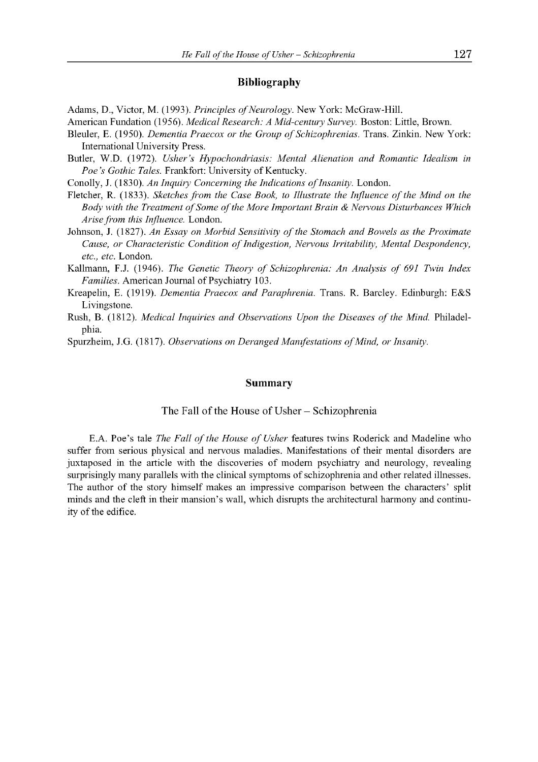## Bibliography

Adams, D., Victor, M. (1993). *Principles of Neurology*. New York: McGraw-Hill.

American Fundation (1956). *Medical Research: A Mid-century Survey.* Boston: Little, Brown.

Bleuler, E. (1950). *Dementia Praecox or the Group of Schizophrenias.* Trans. Zinkin. New York: International University Press.

Butler, W.D. (1972). *Usher's Hypochondriasis: Mental Alienation and Romantic Idealism in Poe's Gothic Tales.* Frankfort: University of Kentucky.

Conolly, J. (1830). *An Inquiry Concerning the Indications of Insanity.* London.

Fletcher, R. (1833). *Sketches from the Case Book, to Illustrate the Influence of the Mind on the Body with the Treatment of Some of the More Important Brain & Nervous Disturbances Which Arise from this Influence.* London.

Johnson, J. (1827). *An Essay on Morbid Sensitivity of the Stomach and Bowels as the Proximate Cause, or Characteristic Condition of Indigestion, Nervous Irritability, Mental Despondency, etc., etc.* London.

Kallmann, F.J. (1946). *The Genetic Theory of Schizophrenia: An Analysis of 691 Twin Index Families.* American Journal of Psychiatry 103.

Kreapelin, E. (1919). *Dementia Praecox and Paraphrenia.* Trans. R. Barcley. Edinburgh: E&S Livingstone.

Rush, B. (1812). *Medical Inquiries and Observations Upon the Diseases of the Mind.* Philadelphia.

Spurzheim, J.G. (1817). *Observations on Deranged Manifestations of Mind, or Insanity.*

## Summary

### The Fall of the House of Usher – Schizophrenia

E.A. Poe's tale *The Fall of the House of Usher* features twins Roderick and Madeline who suffer from serious physical and nervous maladies. Manifestations of their mental disorders are juxtaposed in the article with the discoveries of modern psychiatry and neurology, revealing surprisingly many parallels with the clinical symptoms of schizophrenia and other related illnesses. The author of the story himself makes an impressive comparison between the characters' split minds and the cleft in their mansion's wall, which disrupts the architectural harmony and continuity of the edifice.